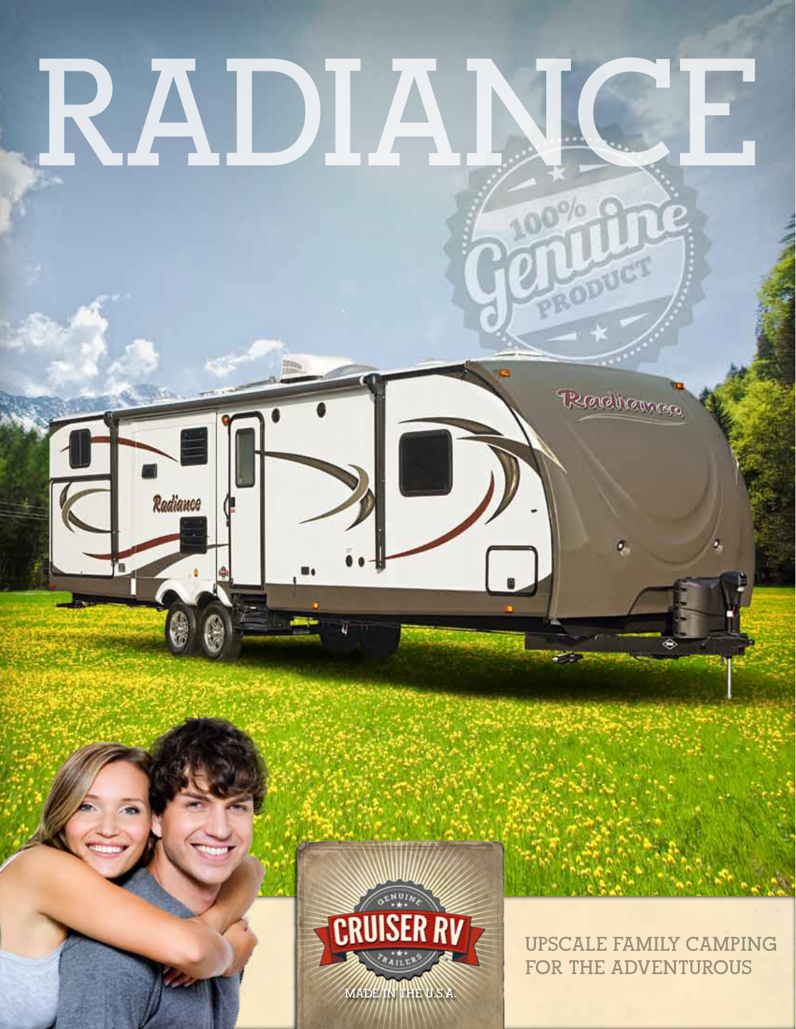# RADIANCE

100% Genuine Product

CRUISER RV

GENUINE TRAILERS

MADE IN THE U.S.A.

UPSCALE FAMILY CAMPING FOR THE ADVENTUROUS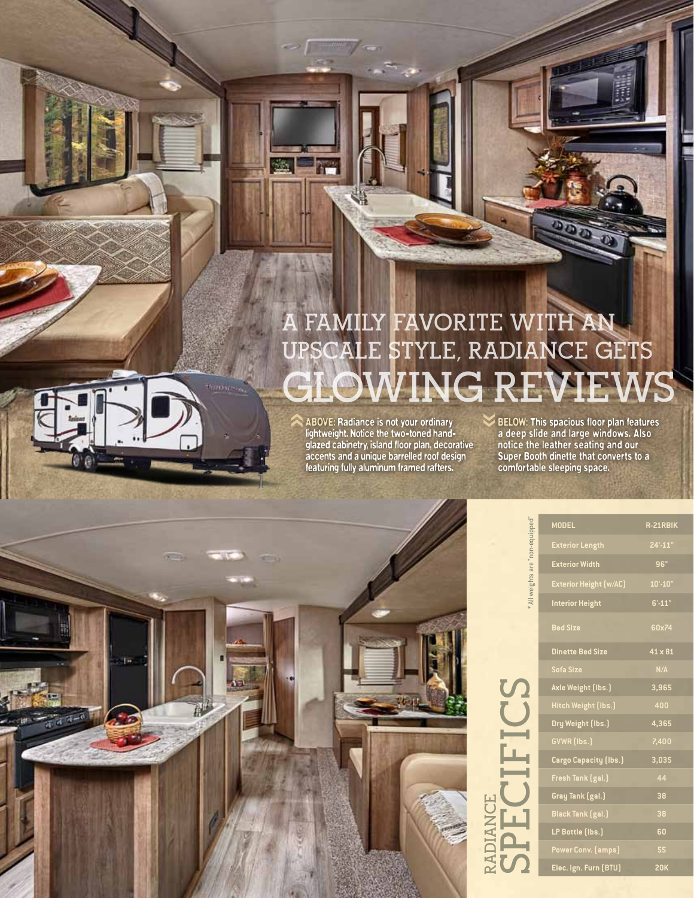# A FAMILY FAVORITE WITH AN UPSCALE STYLE, RADIANCE GETS GLOWING REVIEWS

**ABOVE:** Radiance is not your ordinary lightweight. Notice the two-toned hand-glazed cabinetry, island floor plan, decorative accents and a unique barrelled roof design featuring fully aluminum framed rafters.

**BELOW:** This spacious floor plan features a deep slide and large windows. Also notice the leather seating and our Super Booth dinette that converts to a comfortable sleeping space.

## RADIANCE SPECIFICS

| MODEL | R-21RBIK |
|---|---|
| Exterior Length | 24'-11" |
| Exterior Width | 96" |
| Exterior Height (w/AC) | 10'-10" |
| Interior Height | 6'-11" |
| Bed Size | 60x74 |
| Dinette Bed Size | 41 x 81 |
| Sofa Size | N/A |
| Axle Weight (lbs.) | 3,965 |
| Hitch Weight (lbs.) | 400 |
| Dry Weight (lbs.) | 4,365 |
| GVWR (lbs.) | 7,400 |
| Cargo Capacity (lbs.) | 3,035 |
| Fresh Tank (gal.) | 44 |
| Gray Tank (gal.) | 38 |
| Black Tank (gal.) | 38 |
| LP Bottle (lbs.) | 60 |
| Power Conv. (amps) | 55 |
| Elec. Ign. Furn (BTU) | 20K |

* All weights are "non-equipped"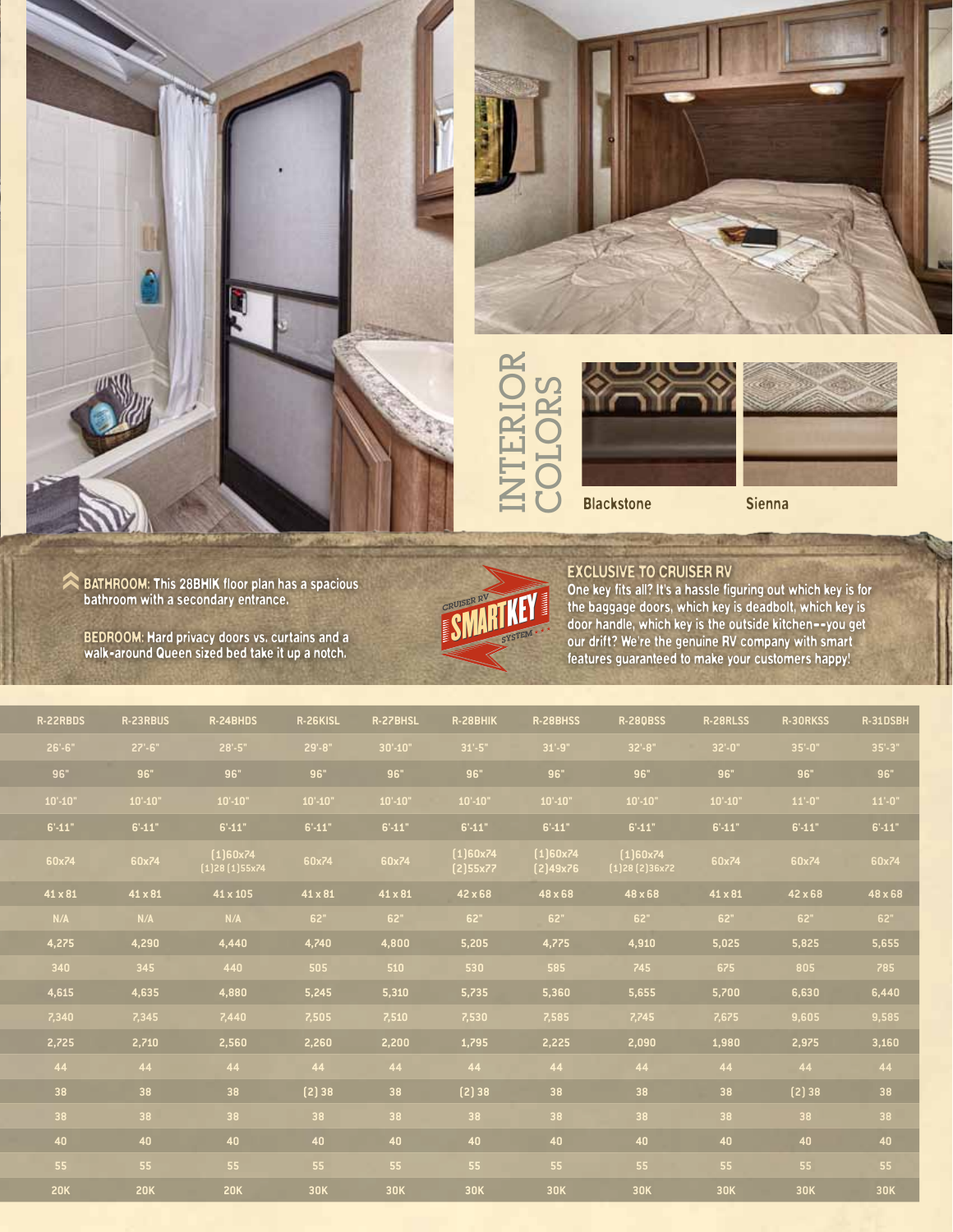# INTERIOR COLORS

Blackstone

Sienna

**BATHROOM:** This 28BHIK floor plan has a spacious bathroom with a secondary entrance.

**BEDROOM:** Hard privacy doors vs. curtains and a walk-around Queen sized bed take it up a notch.

CRUISER RV SMARTKEY SYSTEM

## EXCLUSIVE TO CRUISER RV

One key fits all? It's a hassle figuring out which key is for the baggage doors, which key is deadbolt, which key is door handle, which key is the outside kitchen--you get our drift? We're the genuine RV company with smart features guaranteed to make your customers happy!

| R-22RBDS | R-23RBUS | R-24BHDS | R-26KISL | R-27BHSL | R-28BHIK | R-28BHSS | R-28QBSS | R-28RLSS | R-30RKSS | R-31DSBH |
|---|---|---|---|---|---|---|---|---|---|---|
| 26'-6" | 27'-6" | 28'-5" | 29'-8" | 30'-10" | 31'-5" | 31'-9" | 32'-8" | 32'-0" | 35'-0" | 35'-3" |
| 96" | 96" | 96" | 96" | 96" | 96" | 96" | 96" | 96" | 96" | 96" |
| 10'-10" | 10'-10" | 10'-10" | 10'-10" | 10'-10" | 10'-10" | 10'-10" | 10'-10" | 10'-10" | 11'-0" | 11'-0" |
| 6'-11" | 6'-11" | 6'-11" | 6'-11" | 6'-11" | 6'-11" | 6'-11" | 6'-11" | 6'-11" | 6'-11" | 6'-11" |
| 60x74 | 60x74 | (1)60x74 (1)28 (1)55x74 | 60x74 | 60x74 | (1)60x74 (2)55x77 | (1)60x74 (2)49x76 | (1)60x74 (1)28 (2)36x72 | 60x74 | 60x74 | 60x74 |
| 41 x 81 | 41 x 81 | 41 x 105 | 41 x 81 | 41 x 81 | 42 x 68 | 48 x 68 | 48 x 68 | 41 x 81 | 42 x 68 | 48 x 68 |
| N/A | N/A | N/A | 62" | 62" | 62" | 62" | 62" | 62" | 62" | 62" |
| 4,275 | 4,290 | 4,440 | 4,740 | 4,800 | 5,205 | 4,775 | 4,910 | 5,025 | 5,825 | 5,655 |
| 340 | 345 | 440 | 505 | 510 | 530 | 585 | 745 | 675 | 805 | 785 |
| 4,615 | 4,635 | 4,880 | 5,245 | 5,310 | 5,735 | 5,360 | 5,655 | 5,700 | 6,630 | 6,440 |
| 7,340 | 7,345 | 7,440 | 7,505 | 7,510 | 7,530 | 7,585 | 7,745 | 7,675 | 9,605 | 9,585 |
| 2,725 | 2,710 | 2,560 | 2,260 | 2,200 | 1,795 | 2,225 | 2,090 | 1,980 | 2,975 | 3,160 |
| 44 | 44 | 44 | 44 | 44 | 44 | 44 | 44 | 44 | 44 | 44 |
| 38 | 38 | 38 | (2) 38 | 38 | (2) 38 | 38 | 38 | 38 | (2) 38 | 38 |
| 38 | 38 | 38 | 38 | 38 | 38 | 38 | 38 | 38 | 38 | 38 |
| 40 | 40 | 40 | 40 | 40 | 40 | 40 | 40 | 40 | 40 | 40 |
| 55 | 55 | 55 | 55 | 55 | 55 | 55 | 55 | 55 | 55 | 55 |
| 20K | 20K | 20K | 30K | 30K | 30K | 30K | 30K | 30K | 30K | 30K |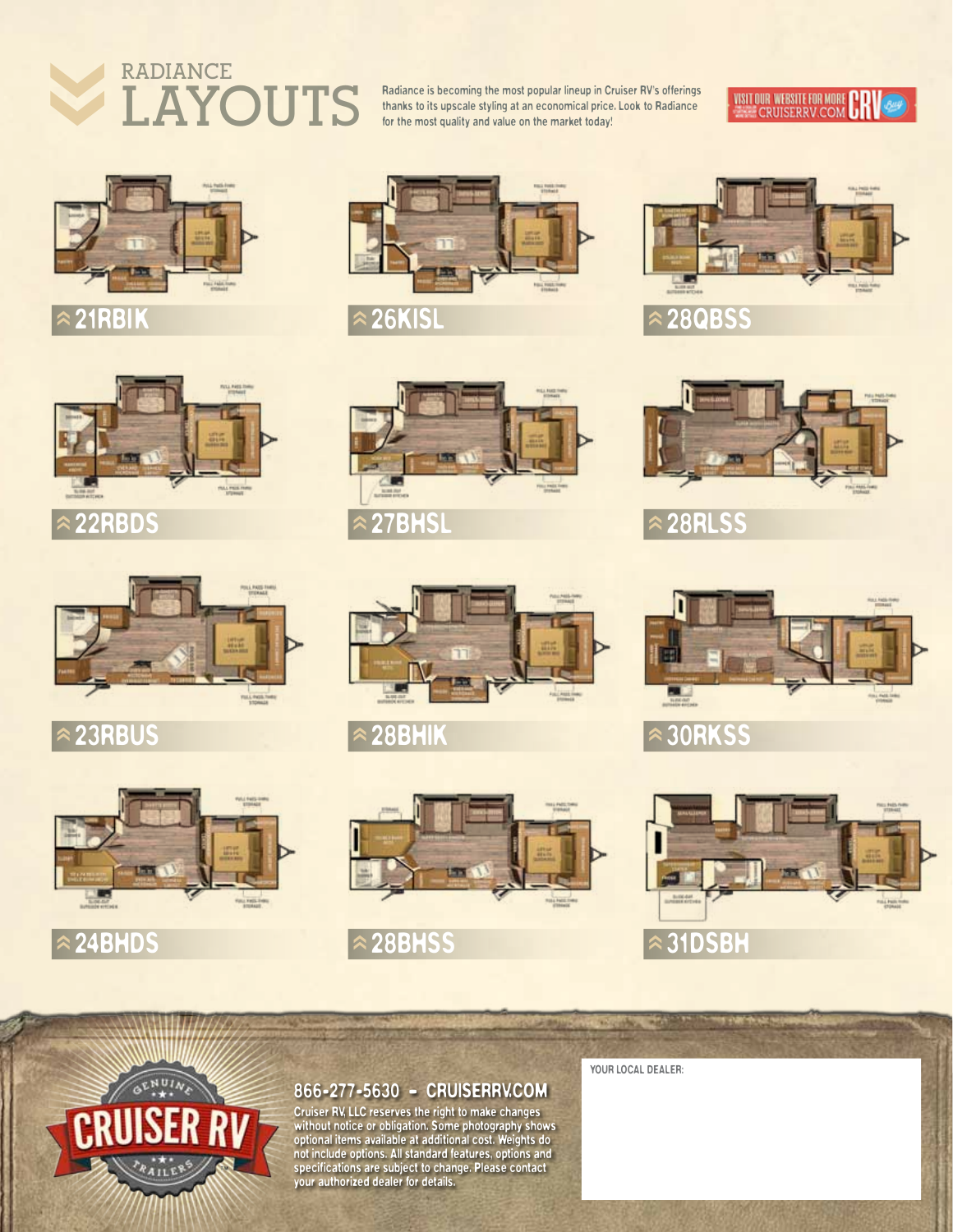# RADIANCE LAYOUTS

Radiance is becoming the most popular lineup in Cruiser RV's offerings thanks to its upscale styling at an economical price. Look to Radiance for the most quality and value on the market today!

VISIT OUR WEBSITE FOR MORE CRUISERRV.COM

21RBIK

26KISL

28QBSS

22RBDS

27BHSL

28RLSS

23RBUS

28BHIK

30RKSS

24BHDS

28BHSS

31DSBH

866-277-5630 - CRUISERRV.COM

Cruiser RV, LLC reserves the right to make changes without notice or obligation. Some photography shows optional items available at additional cost. Weights do not include options. All standard features, options and specifications are subject to change. Please contact your authorized dealer for details.

YOUR LOCAL DEALER: